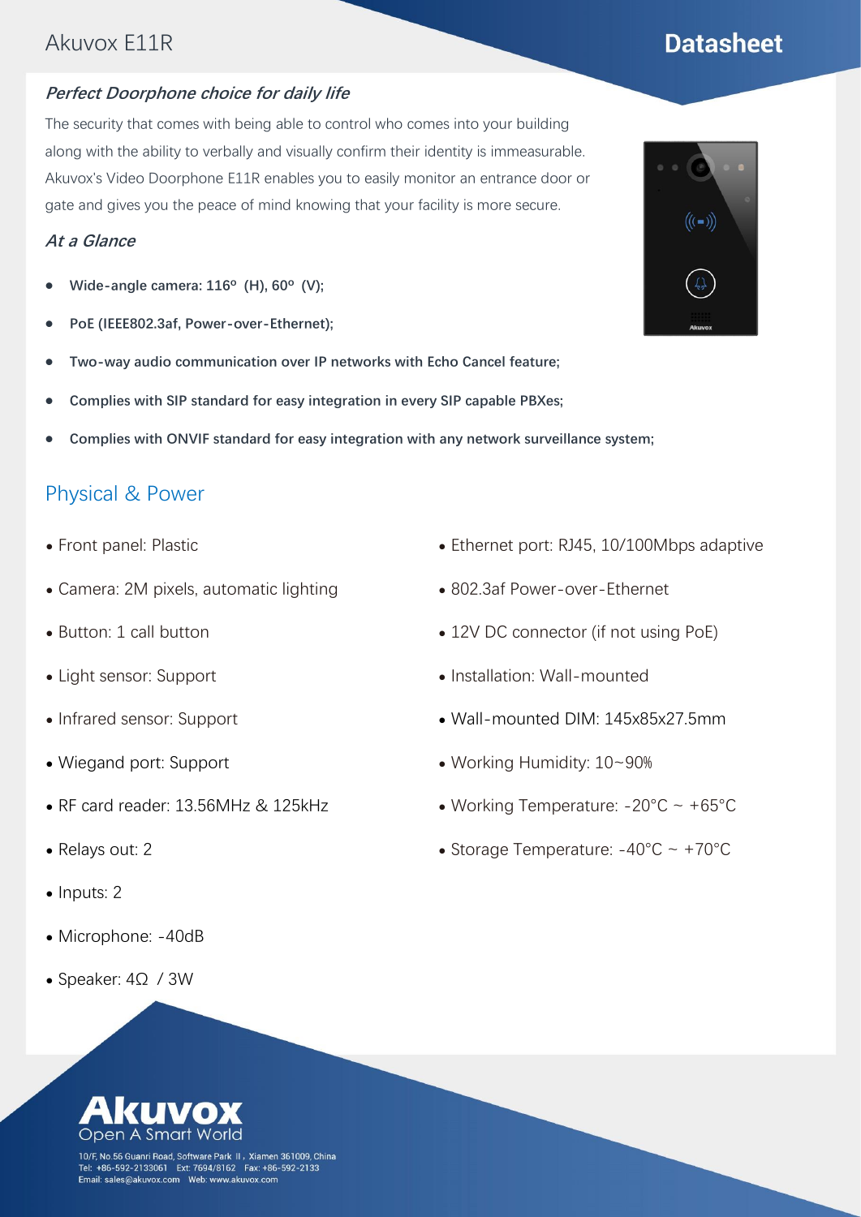# Akuvox E11R

**Datasheet**

### *Perfect Doorphone choice for daily life*

The security that comes with being able to control who comes into your building along with the ability to verbally and visually confirm their identity is immeasurable. Akuvox's Video Doorphone E11R enables you to easily monitor an entrance door or gate and gives you the peace of mind knowing that your facility is more secure.

### *At a Glance*

- **Wide-angle camera: 116º (H), 60º (V);**
- **PoE (IEEE802.3af, Power-over-Ethernet);**
- **Two-way audio communication over IP networks with Echo Cancel feature;**
- **Complies with SIP standard for easy integration in every SIP capable PBXes;**
- **Complies with ONVIF standard for easy integration with any network surveillance system;**

## Physical & Power

- Front panel: Plastic
- Camera: 2M pixels, automatic lighting
- Button: 1 call button
- Light sensor: Support
- Infrared sensor: Support
- Wiegand port: Support
- RF card reader: 13.56MHz & 125kHz
- Relays out: 2
- Inputs: 2
- Microphone: -40dB
- Speaker: 4Ω / 3W
- Ethernet port: RJ45, 10/100Mbps adaptive
- 802.3af Power-over-Ethernet
- 12V DC connector (if not using PoE)
- Installation: Wall-mounted
- Wall-mounted DIM: 145x85x27.5mm
- Working Humidity: 10~90%
- Working Temperature: -20°C ~ +65°C
- Storage Temperature: -40°C ~ +70°C

**Akuvox**
Open A Smart World

10/F, No.56 Guanri Road, Software Park Ⅱ, Xiamen 361009, China
Tel: +86-592-2133061 Ext: 7694/8162 Fax: +86-592-2133
Email: sales@akuvox.com Web: www.akuvox.com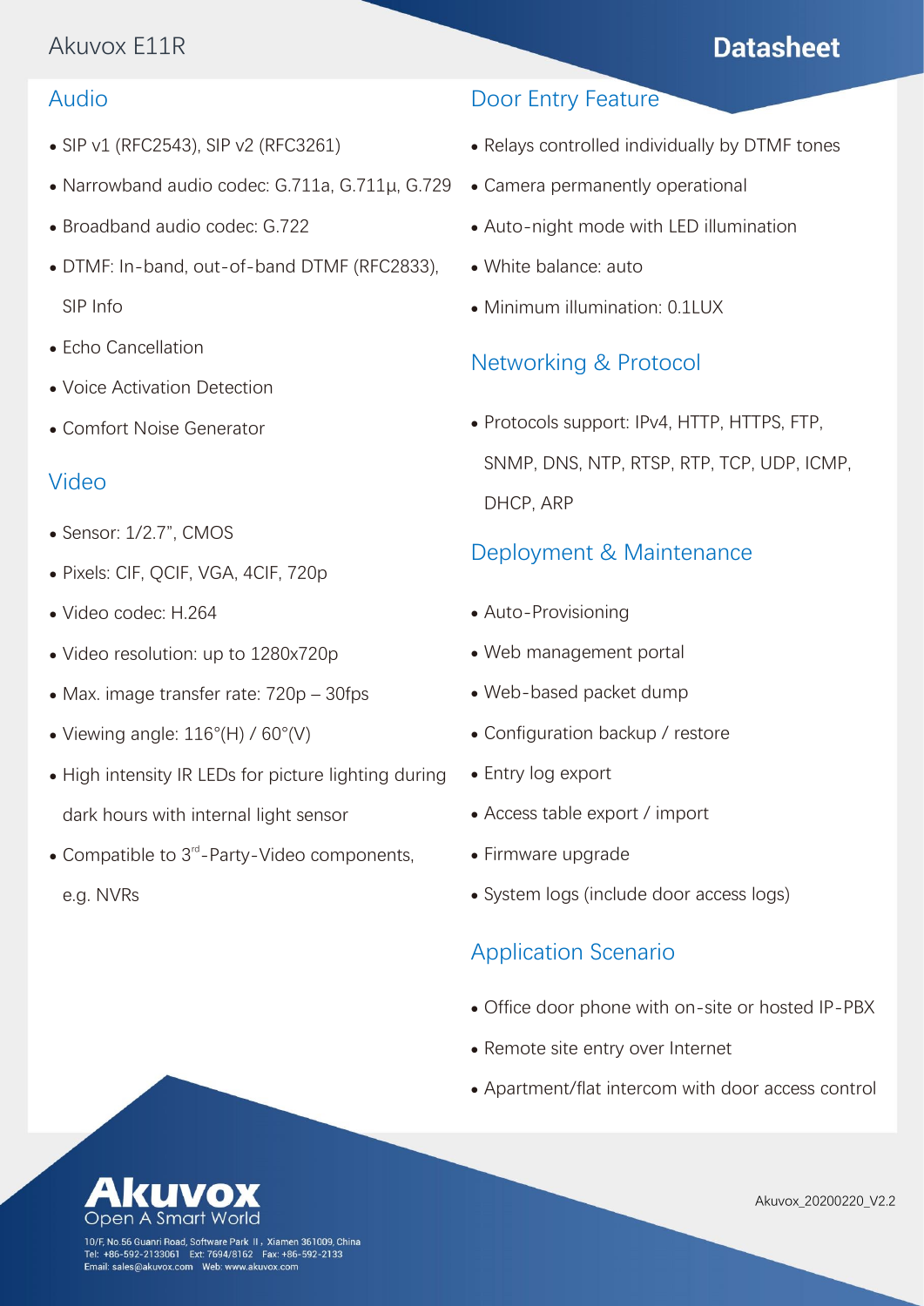## Audio

- SIP v1 (RFC2543), SIP v2 (RFC3261)
- Narrowband audio codec: G.711a, G.711µ, G.729
- Broadband audio codec: G.722
- DTMF: In-band, out-of-band DTMF (RFC2833), SIP Info
- Echo Cancellation
- Voice Activation Detection
- Comfort Noise Generator

## Video

- Sensor: 1/2.7", CMOS
- Pixels: CIF, QCIF, VGA, 4CIF, 720p
- Video codec: H.264
- Video resolution: up to 1280x720p
- Max. image transfer rate: 720p – 30fps
- Viewing angle: 116°(H) / 60°(V)
- High intensity IR LEDs for picture lighting during dark hours with internal light sensor
- Compatible to 3rd-Party-Video components, e.g. NVRs

## Door Entry Feature

- Relays controlled individually by DTMF tones
- Camera permanently operational
- Auto-night mode with LED illumination
- White balance: auto
- Minimum illumination: 0.1LUX

## Networking & Protocol

- Protocols support: IPv4, HTTP, HTTPS, FTP, SNMP, DNS, NTP, RTSP, RTP, TCP, UDP, ICMP, DHCP, ARP

## Deployment & Maintenance

- Auto-Provisioning
- Web management portal
- Web-based packet dump
- Configuration backup / restore
- Entry log export
- Access table export / import
- Firmware upgrade
- System logs (include door access logs)

## Application Scenario

- Office door phone with on-site or hosted IP-PBX
- Remote site entry over Internet
- Apartment/flat intercom with door access control

Akuvox
Open A Smart World

10/F, No.56 Guanri Road, Software Park Ⅱ, Xiamen 361009, China
Tel: +86-592-2133061 Ext: 7694/8162 Fax: +86-592-2133
Email: sales@akuvox.com Web: www.akuvox.com

Akuvox_20200220_V2.2